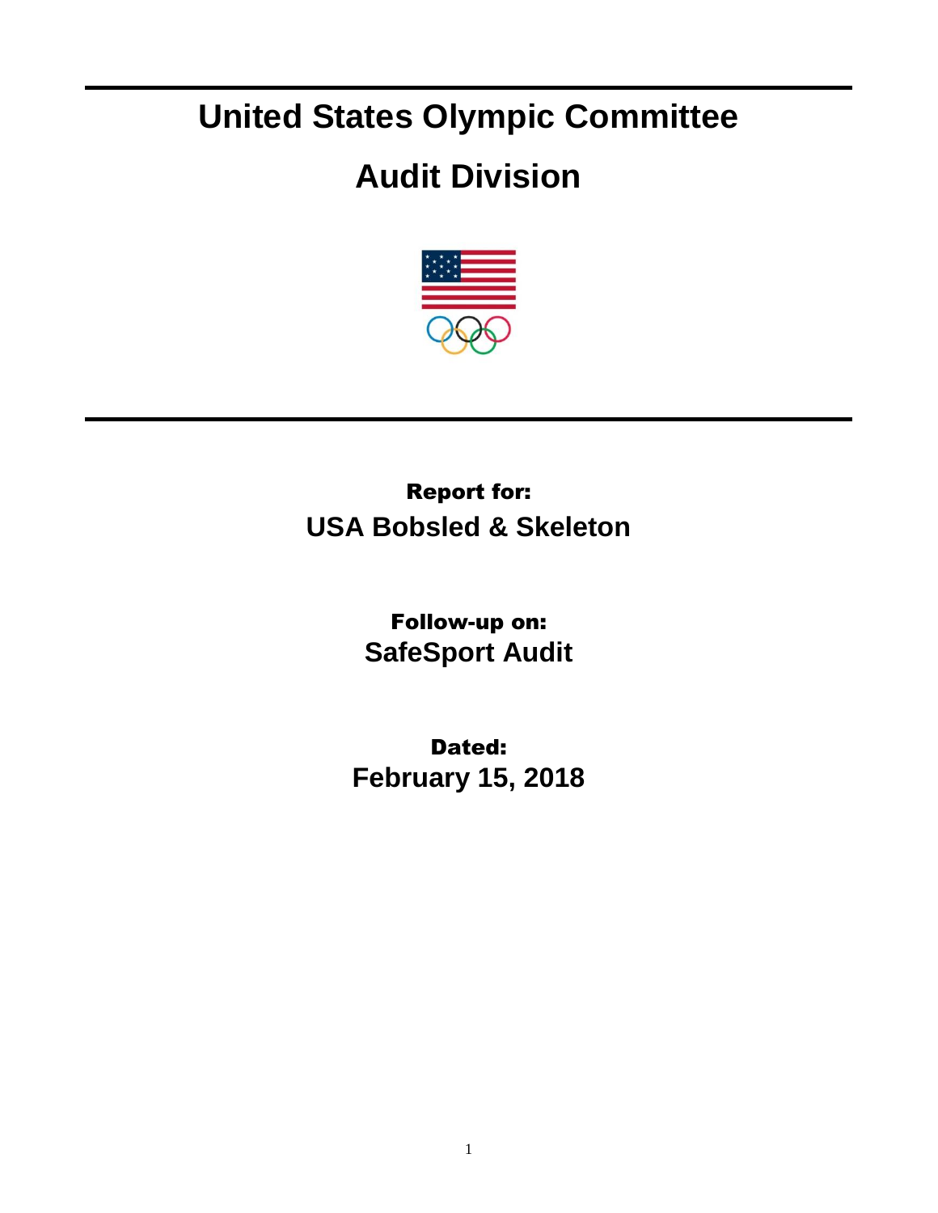# United States Olympic Committee

# Audit Division

**Report for:**
**USA Bobsled & Skeleton**

**Follow-up on:**
**SafeSport Audit**

**Dated:**
**February 15, 2018**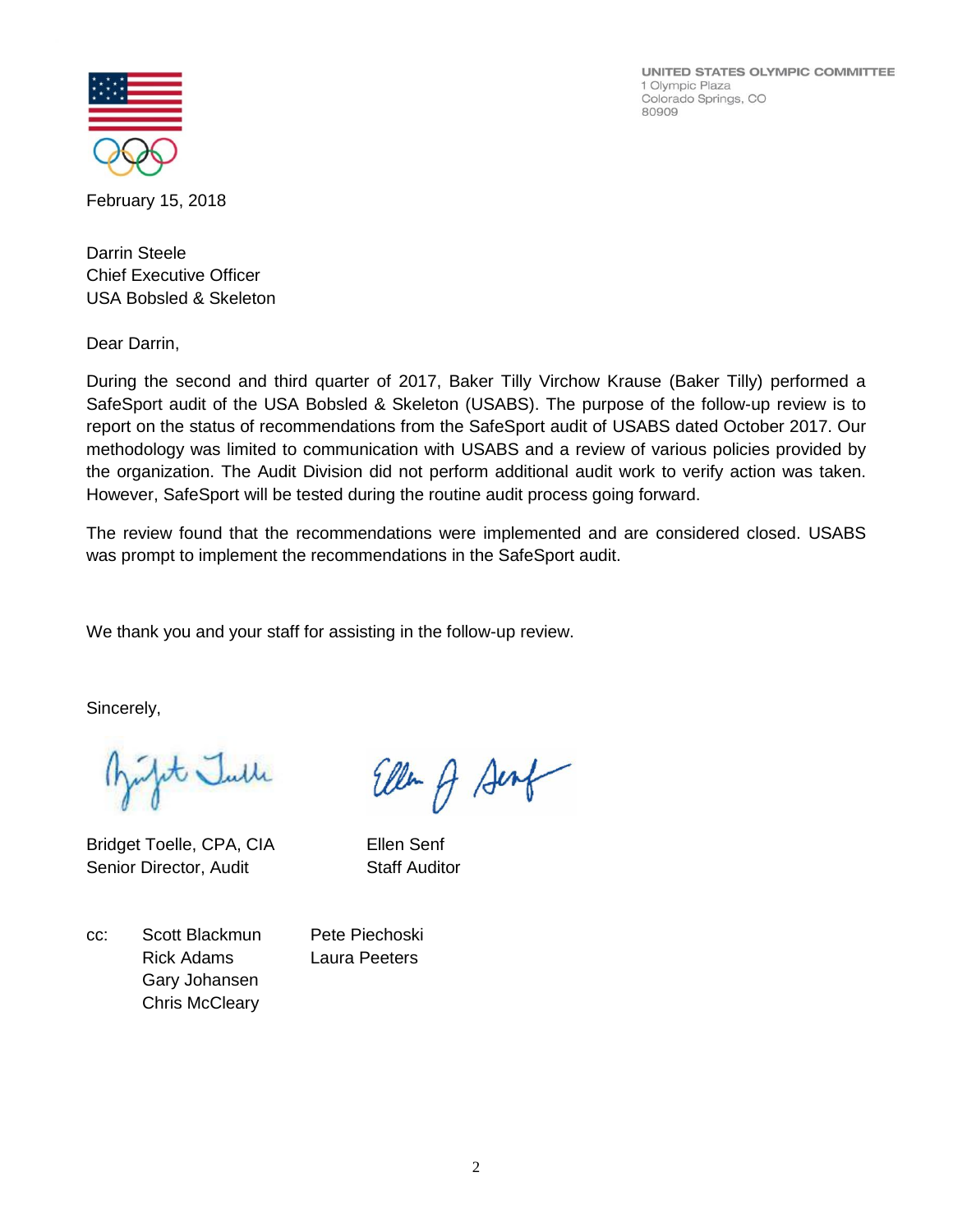UNITED STATES OLYMPIC COMMITTEE
1 Olympic Plaza
Colorado Springs, CO
80909

February 15, 2018

Darrin Steele
Chief Executive Officer
USA Bobsled & Skeleton

Dear Darrin,

During the second and third quarter of 2017, Baker Tilly Virchow Krause (Baker Tilly) performed a SafeSport audit of the USA Bobsled & Skeleton (USABS). The purpose of the follow-up review is to report on the status of recommendations from the SafeSport audit of USABS dated October 2017. Our methodology was limited to communication with USABS and a review of various policies provided by the organization. The Audit Division did not perform additional audit work to verify action was taken. However, SafeSport will be tested during the routine audit process going forward.

The review found that the recommendations were implemented and are considered closed. USABS was prompt to implement the recommendations in the SafeSport audit.

We thank you and your staff for assisting in the follow-up review.

Sincerely,

Bridget Toelle, CPA, CIA
Senior Director, Audit

Ellen Senf
Staff Auditor

cc: Scott Blackmun
Rick Adams
Gary Johansen
Chris McCleary
Pete Piechoski
Laura Peeters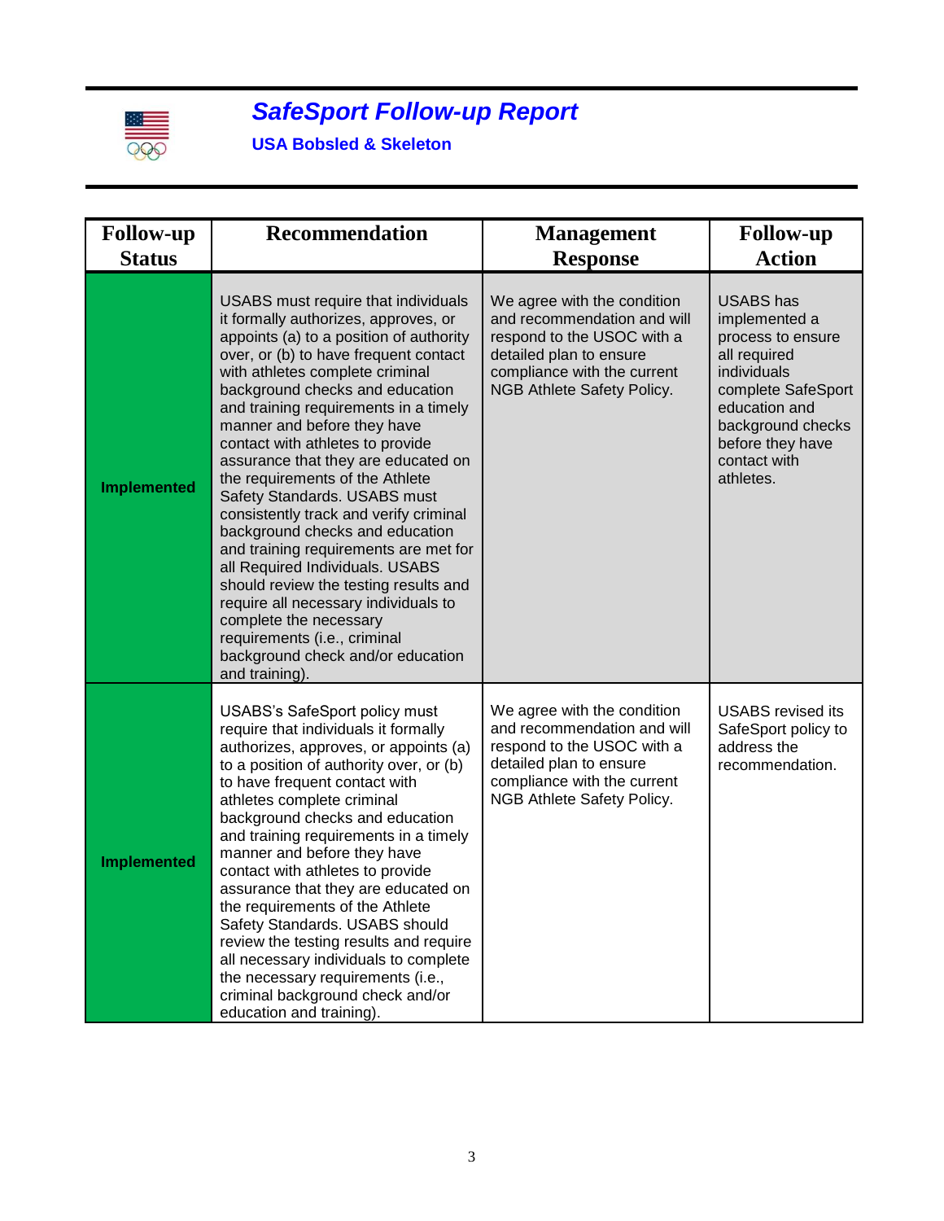# *SafeSport Follow-up Report*

## USA Bobsled & Skeleton

| Follow-up Status | Recommendation | Management Response | Follow-up Action |
|---|---|---|---|
| **Implemented** | USABS must require that individuals it formally authorizes, approves, or appoints (a) to a position of authority over, or (b) to have frequent contact with athletes complete criminal background checks and education and training requirements in a timely manner and before they have contact with athletes to provide assurance that they are educated on the requirements of the Athlete Safety Standards. USABS must consistently track and verify criminal background checks and education and training requirements are met for all Required Individuals. USABS should review the testing results and require all necessary individuals to complete the necessary requirements (i.e., criminal background check and/or education and training). | We agree with the condition and recommendation and will respond to the USOC with a detailed plan to ensure compliance with the current NGB Athlete Safety Policy. | USABS has implemented a process to ensure all required individuals complete SafeSport education and background checks before they have contact with athletes. |
| **Implemented** | USABS's SafeSport policy must require that individuals it formally authorizes, approves, or appoints (a) to a position of authority over, or (b) to have frequent contact with athletes complete criminal background checks and education and training requirements in a timely manner and before they have contact with athletes to provide assurance that they are educated on the requirements of the Athlete Safety Standards. USABS should review the testing results and require all necessary individuals to complete the necessary requirements (i.e., criminal background check and/or education and training). | We agree with the condition and recommendation and will respond to the USOC with a detailed plan to ensure compliance with the current NGB Athlete Safety Policy. | USABS revised its SafeSport policy to address the recommendation. |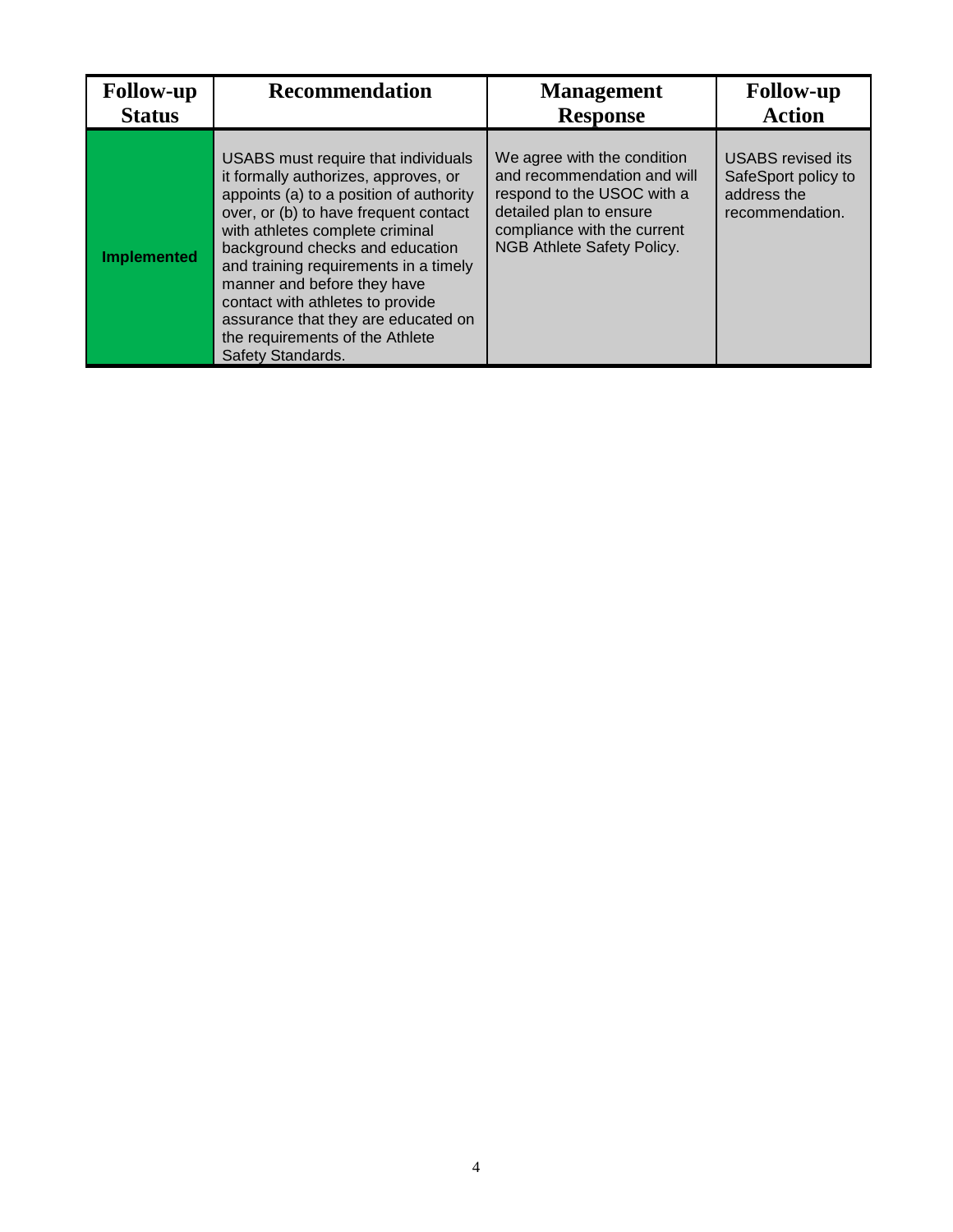| Follow-up Status | Recommendation | Management Response | Follow-up Action |
| --- | --- | --- | --- |
| **Implemented** | USABS must require that individuals it formally authorizes, approves, or appoints (a) to a position of authority over, or (b) to have frequent contact with athletes complete criminal background checks and education and training requirements in a timely manner and before they have contact with athletes to provide assurance that they are educated on the requirements of the Athlete Safety Standards. | We agree with the condition and recommendation and will respond to the USOC with a detailed plan to ensure compliance with the current NGB Athlete Safety Policy. | USABS revised its SafeSport policy to address the recommendation. |